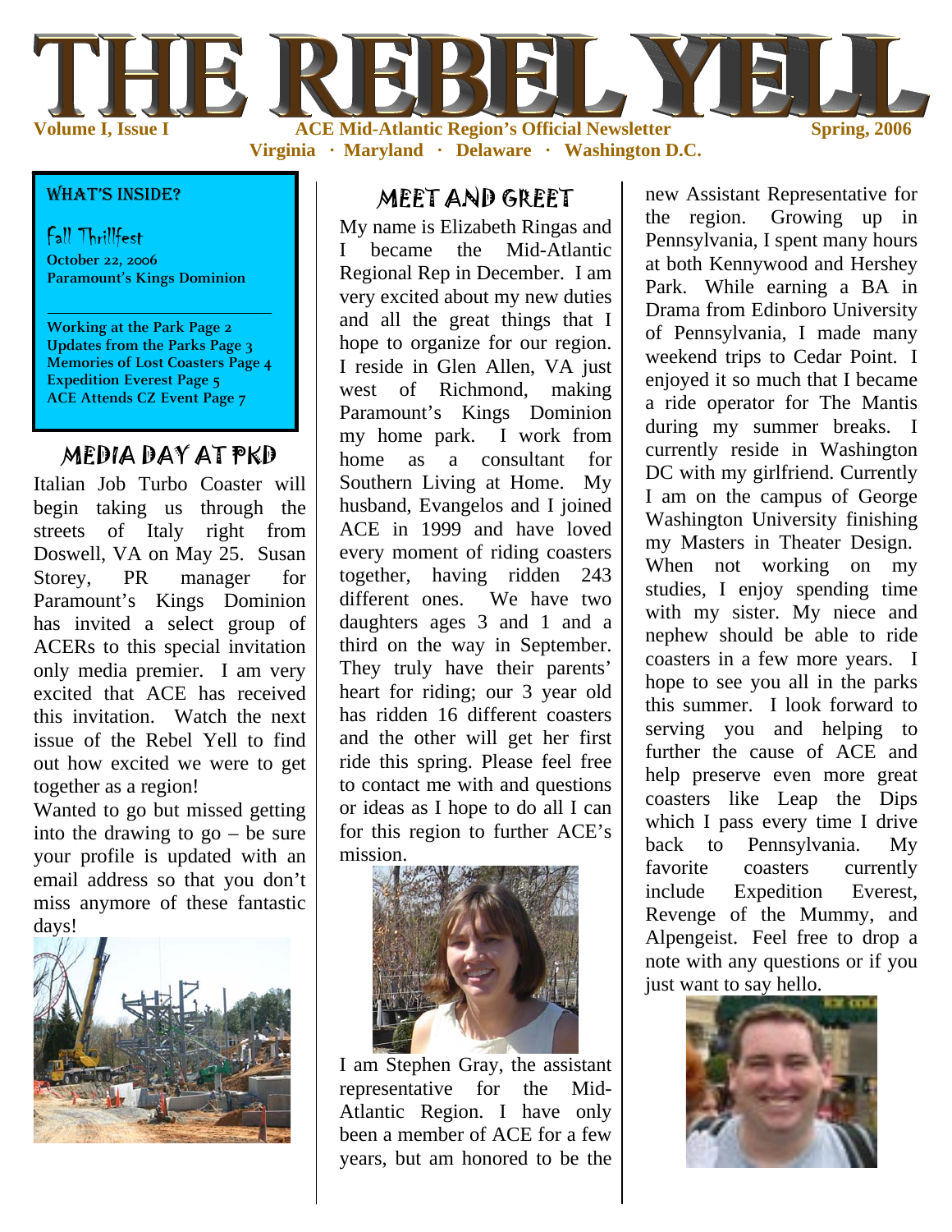# THE REBEL YELL

**Volume I, Issue I** — **ACE Mid-Atlantic Region's Official Newsletter** — **Spring, 2006**

**Virginia · Maryland · Delaware · Washington D.C.**

### WHAT'S INSIDE?

**Fall Thrillfest**
**October 22, 2006**
**Paramount's Kings Dominion**

---

**Working at the Park Page 2**
**Updates from the Parks Page 3**
**Memories of Lost Coasters Page 4**
**Expedition Everest Page 5**
**ACE Attends CZ Event Page 7**

## MEDIA DAY AT PKD

Italian Job Turbo Coaster will begin taking us through the streets of Italy right from Doswell, VA on May 25. Susan Storey, PR manager for Paramount's Kings Dominion has invited a select group of ACERs to this special invitation only media premier. I am very excited that ACE has received this invitation. Watch the next issue of the Rebel Yell to find out how excited we were to get together as a region!

Wanted to go but missed getting into the drawing to go – be sure your profile is updated with an email address so that you don't miss anymore of these fantastic days!

## MEET AND GREET

My name is Elizabeth Ringas and I became the Mid-Atlantic Regional Rep in December. I am very excited about my new duties and all the great things that I hope to organize for our region. I reside in Glen Allen, VA just west of Richmond, making Paramount's Kings Dominion my home park. I work from home as a consultant for Southern Living at Home. My husband, Evangelos and I joined ACE in 1999 and have loved every moment of riding coasters together, having ridden 243 different ones. We have two daughters ages 3 and 1 and a third on the way in September. They truly have their parents' heart for riding; our 3 year old has ridden 16 different coasters and the other will get her first ride this spring. Please feel free to contact me with and questions or ideas as I hope to do all I can for this region to further ACE's mission.

I am Stephen Gray, the assistant representative for the Mid-Atlantic Region. I have only been a member of ACE for a few years, but am honored to be the new Assistant Representative for the region. Growing up in Pennsylvania, I spent many hours at both Kennywood and Hershey Park. While earning a BA in Drama from Edinboro University of Pennsylvania, I made many weekend trips to Cedar Point. I enjoyed it so much that I became a ride operator for The Mantis during my summer breaks. I currently reside in Washington DC with my girlfriend. Currently I am on the campus of George Washington University finishing my Masters in Theater Design. When not working on my studies, I enjoy spending time with my sister. My niece and nephew should be able to ride coasters in a few more years. I hope to see you all in the parks this summer. I look forward to serving you and helping to further the cause of ACE and help preserve even more great coasters like Leap the Dips which I pass every time I drive back to Pennsylvania. My favorite coasters currently include Expedition Everest, Revenge of the Mummy, and Alpengeist. Feel free to drop a note with any questions or if you just want to say hello.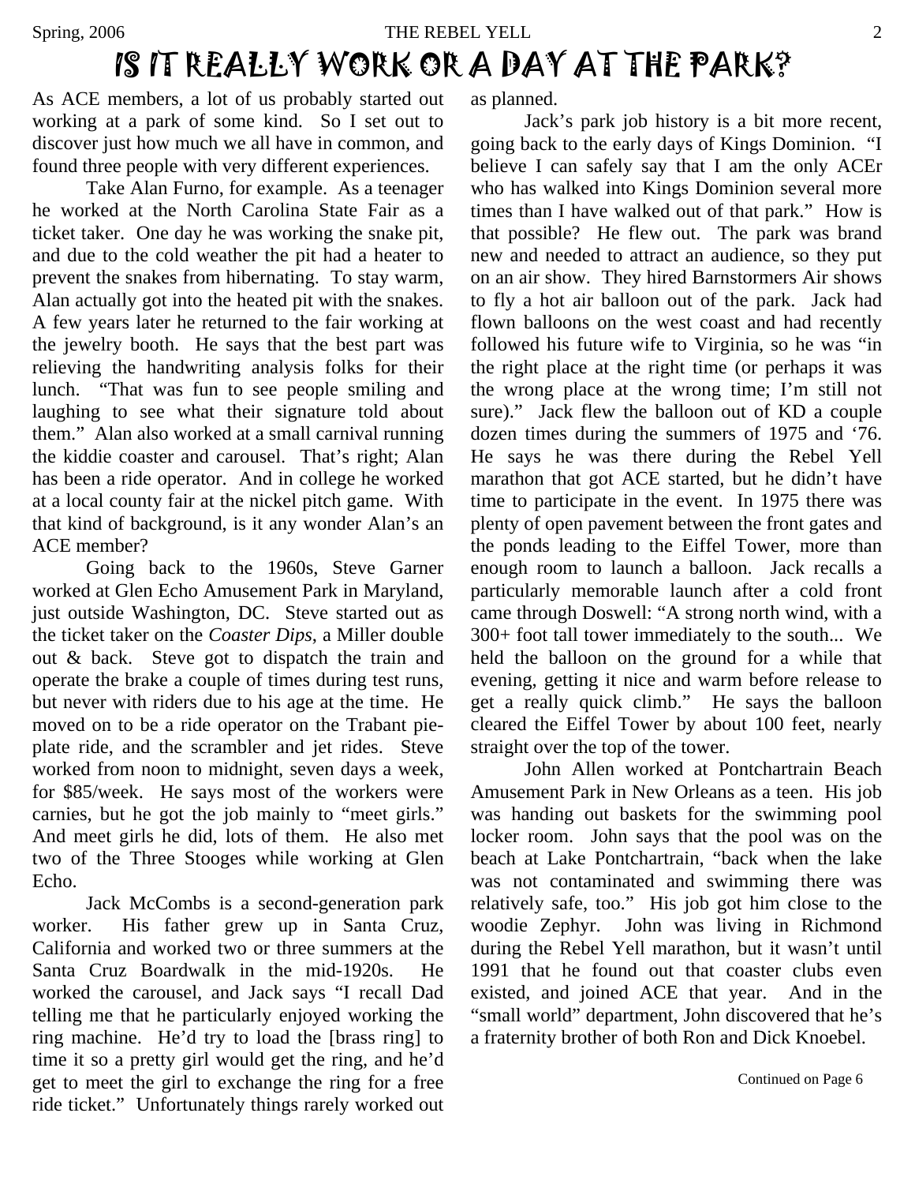# IS IT REALLY WORK OR A DAY AT THE PARK?

As ACE members, a lot of us probably started out working at a park of some kind. So I set out to discover just how much we all have in common, and found three people with very different experiences.

Take Alan Furno, for example. As a teenager he worked at the North Carolina State Fair as a ticket taker. One day he was working the snake pit, and due to the cold weather the pit had a heater to prevent the snakes from hibernating. To stay warm, Alan actually got into the heated pit with the snakes. A few years later he returned to the fair working at the jewelry booth. He says that the best part was relieving the handwriting analysis folks for their lunch. "That was fun to see people smiling and laughing to see what their signature told about them." Alan also worked at a small carnival running the kiddie coaster and carousel. That's right; Alan has been a ride operator. And in college he worked at a local county fair at the nickel pitch game. With that kind of background, is it any wonder Alan's an ACE member?

Going back to the 1960s, Steve Garner worked at Glen Echo Amusement Park in Maryland, just outside Washington, DC. Steve started out as the ticket taker on the *Coaster Dips*, a Miller double out & back. Steve got to dispatch the train and operate the brake a couple of times during test runs, but never with riders due to his age at the time. He moved on to be a ride operator on the Trabant pie-plate ride, and the scrambler and jet rides. Steve worked from noon to midnight, seven days a week, for $85/week. He says most of the workers were carnies, but he got the job mainly to "meet girls." And meet girls he did, lots of them. He also met two of the Three Stooges while working at Glen Echo.

Jack McCombs is a second-generation park worker. His father grew up in Santa Cruz, California and worked two or three summers at the Santa Cruz Boardwalk in the mid-1920s. He worked the carousel, and Jack says "I recall Dad telling me that he particularly enjoyed working the ring machine. He'd try to load the [brass ring] to time it so a pretty girl would get the ring, and he'd get to meet the girl to exchange the ring for a free ride ticket." Unfortunately things rarely worked out as planned.

Jack's park job history is a bit more recent, going back to the early days of Kings Dominion. "I believe I can safely say that I am the only ACEr who has walked into Kings Dominion several more times than I have walked out of that park." How is that possible? He flew out. The park was brand new and needed to attract an audience, so they put on an air show. They hired Barnstormers Air shows to fly a hot air balloon out of the park. Jack had flown balloons on the west coast and had recently followed his future wife to Virginia, so he was "in the right place at the right time (or perhaps it was the wrong place at the wrong time; I'm still not sure)." Jack flew the balloon out of KD a couple dozen times during the summers of 1975 and '76. He says he was there during the Rebel Yell marathon that got ACE started, but he didn't have time to participate in the event. In 1975 there was plenty of open pavement between the front gates and the ponds leading to the Eiffel Tower, more than enough room to launch a balloon. Jack recalls a particularly memorable launch after a cold front came through Doswell: "A strong north wind, with a 300+ foot tall tower immediately to the south... We held the balloon on the ground for a while that evening, getting it nice and warm before release to get a really quick climb." He says the balloon cleared the Eiffel Tower by about 100 feet, nearly straight over the top of the tower.

John Allen worked at Pontchartrain Beach Amusement Park in New Orleans as a teen. His job was handing out baskets for the swimming pool locker room. John says that the pool was on the beach at Lake Pontchartrain, "back when the lake was not contaminated and swimming there was relatively safe, too." His job got him close to the woodie Zephyr. John was living in Richmond during the Rebel Yell marathon, but it wasn't until 1991 that he found out that coaster clubs even existed, and joined ACE that year. And in the "small world" department, John discovered that he's a fraternity brother of both Ron and Dick Knoebel.

Continued on Page 6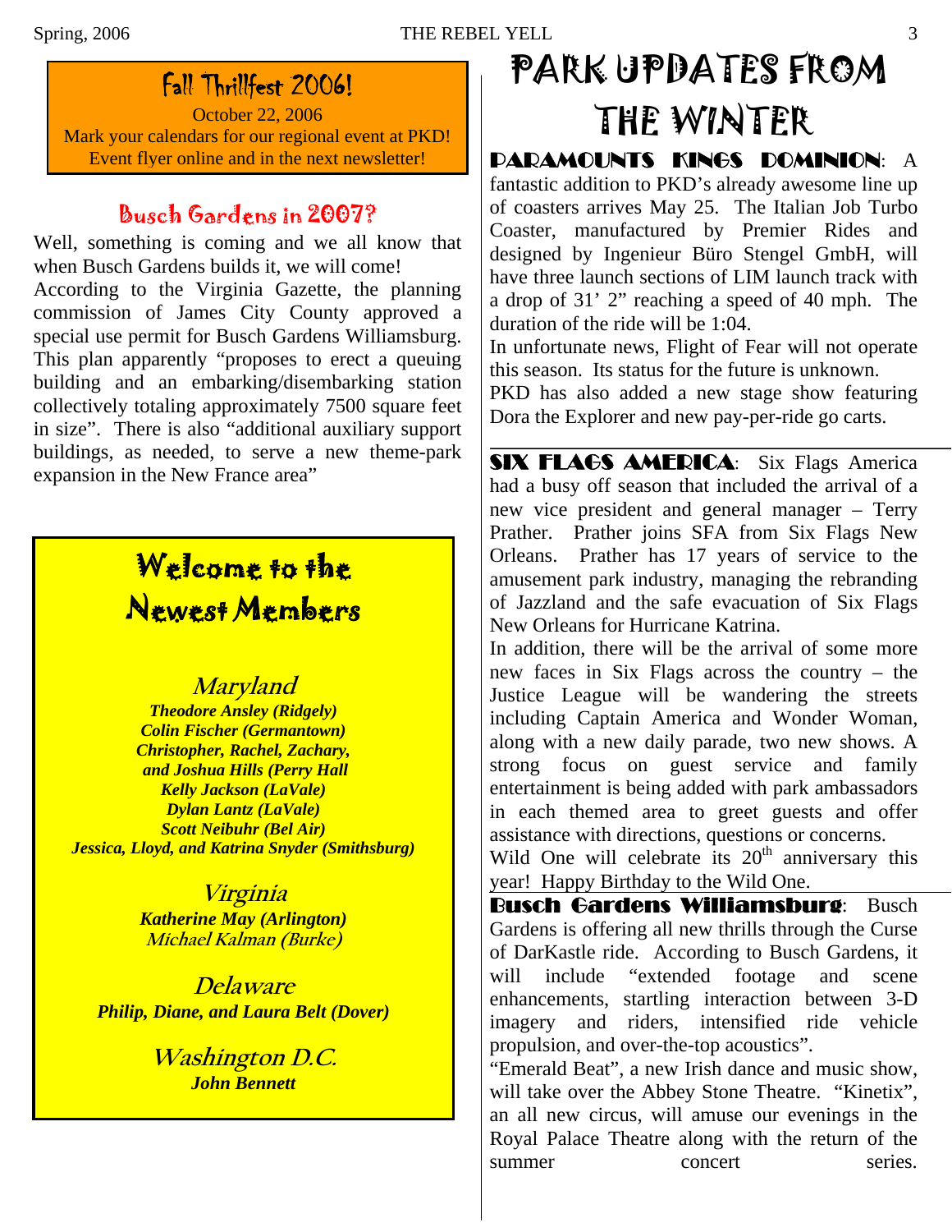## Fall Thrillfest 2006!

October 22, 2006
Mark your calendars for our regional event at PKD!
Event flyer online and in the next newsletter!

## Busch Gardens in 2007?

Well, something is coming and we all know that when Busch Gardens builds it, we will come!
According to the Virginia Gazette, the planning commission of James City County approved a special use permit for Busch Gardens Williamsburg. This plan apparently "proposes to erect a queuing building and an embarking/disembarking station collectively totaling approximately 7500 square feet in size". There is also "additional auxiliary support buildings, as needed, to serve a new theme-park expansion in the New France area"

## Welcome to the Newest Members

### Maryland

***Theodore Ansley (Ridgely)***
***Colin Fischer (Germantown)***
***Christopher, Rachel, Zachary, and Joshua Hills (Perry Hall***
***Kelly Jackson (LaVale)***
***Dylan Lantz (LaVale)***
***Scott Neibuhr (Bel Air)***
***Jessica, Lloyd, and Katrina Snyder (Smithsburg)***

### Virginia

***Katherine May (Arlington)***
*Michael Kalman (Burke)*

### Delaware

***Philip, Diane, and Laura Belt (Dover)***

### Washington D.C.

***John Bennett***

# PARK UPDATES FROM THE WINTER

**PARAMOUNTS KINGS DOMINION**: A fantastic addition to PKD's already awesome line up of coasters arrives May 25. The Italian Job Turbo Coaster, manufactured by Premier Rides and designed by Ingenieur Büro Stengel GmbH, will have three launch sections of LIM launch track with a drop of 31' 2" reaching a speed of 40 mph. The duration of the ride will be 1:04.
In unfortunate news, Flight of Fear will not operate this season. Its status for the future is unknown.
PKD has also added a new stage show featuring Dora the Explorer and new pay-per-ride go carts.

---

**SIX FLAGS AMERICA**: Six Flags America had a busy off season that included the arrival of a new vice president and general manager – Terry Prather. Prather joins SFA from Six Flags New Orleans. Prather has 17 years of service to the amusement park industry, managing the rebranding of Jazzland and the safe evacuation of Six Flags New Orleans for Hurricane Katrina.
In addition, there will be the arrival of some more new faces in Six Flags across the country – the Justice League will be wandering the streets including Captain America and Wonder Woman, along with a new daily parade, two new shows. A strong focus on guest service and family entertainment is being added with park ambassadors in each themed area to greet guests and offer assistance with directions, questions or concerns.
Wild One will celebrate its 20th anniversary this year! Happy Birthday to the Wild One.

---

**Busch Gardens Williamsburg**: Busch Gardens is offering all new thrills through the Curse of DarKastle ride. According to Busch Gardens, it will include "extended footage and scene enhancements, startling interaction between 3-D imagery and riders, intensified ride vehicle propulsion, and over-the-top acoustics".
"Emerald Beat", a new Irish dance and music show, will take over the Abbey Stone Theatre. "Kinetix", an all new circus, will amuse our evenings in the Royal Palace Theatre along with the return of the summer concert series.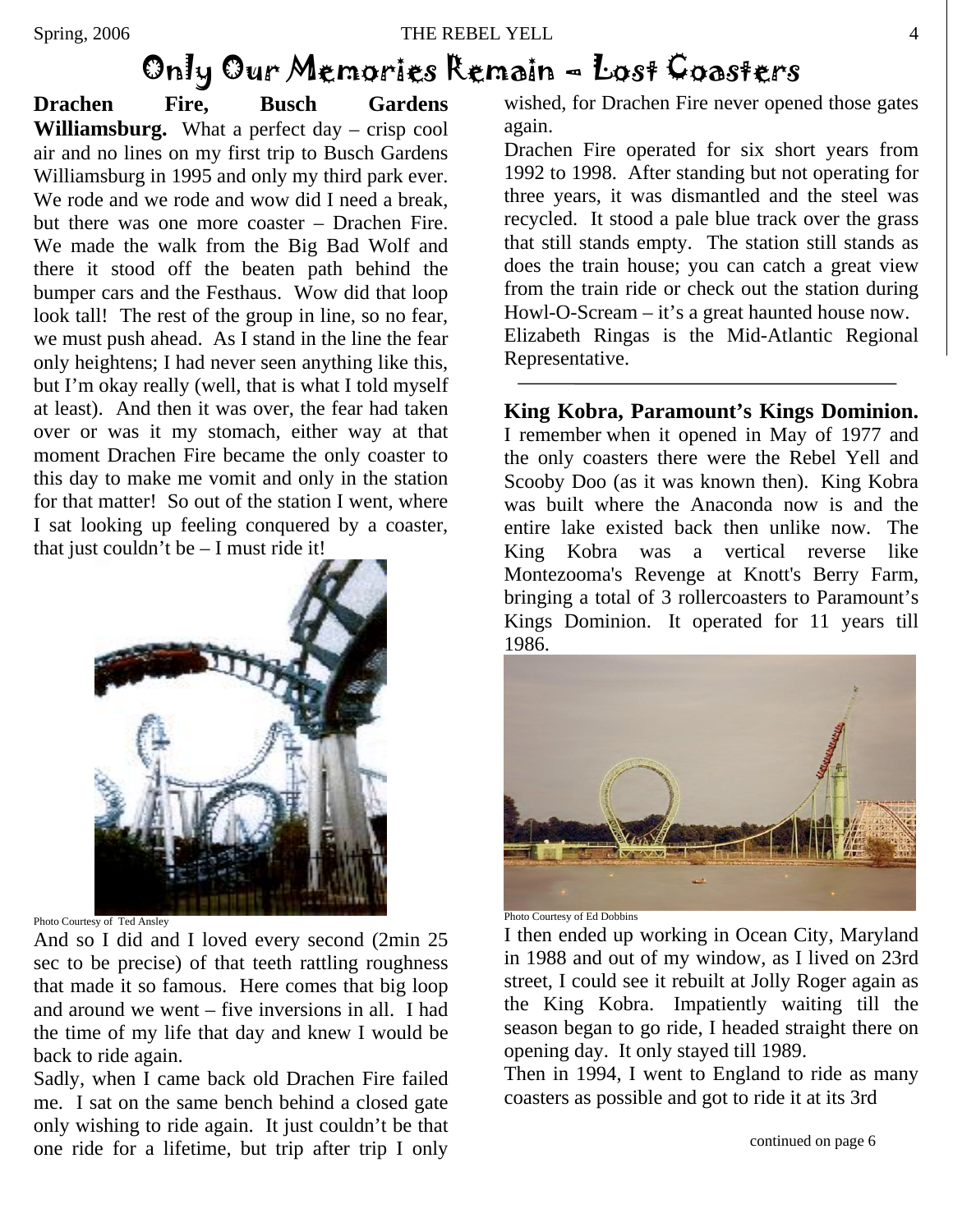# Only Our Memories Remain – Lost Coasters

**Drachen Fire, Busch Gardens Williamsburg.** What a perfect day – crisp cool air and no lines on my first trip to Busch Gardens Williamsburg in 1995 and only my third park ever. We rode and we rode and wow did I need a break, but there was one more coaster – Drachen Fire. We made the walk from the Big Bad Wolf and there it stood off the beaten path behind the bumper cars and the Festhaus. Wow did that loop look tall! The rest of the group in line, so no fear, we must push ahead. As I stand in the line the fear only heightens; I had never seen anything like this, but I'm okay really (well, that is what I told myself at least). And then it was over, the fear had taken over or was it my stomach, either way at that moment Drachen Fire became the only coaster to this day to make me vomit and only in the station for that matter! So out of the station I went, where I sat looking up feeling conquered by a coaster, that just couldn't be – I must ride it!

Photo Courtesy of Ted Ansley

And so I did and I loved every second (2min 25 sec to be precise) of that teeth rattling roughness that made it so famous. Here comes that big loop and around we went – five inversions in all. I had the time of my life that day and knew I would be back to ride again.

Sadly, when I came back old Drachen Fire failed me. I sat on the same bench behind a closed gate only wishing to ride again. It just couldn't be that one ride for a lifetime, but trip after trip I only wished, for Drachen Fire never opened those gates again.

Drachen Fire operated for six short years from 1992 to 1998. After standing but not operating for three years, it was dismantled and the steel was recycled. It stood a pale blue track over the grass that still stands empty. The station still stands as does the train house; you can catch a great view from the train ride or check out the station during Howl-O-Scream – it's a great haunted house now.

Elizabeth Ringas is the Mid-Atlantic Regional Representative.

---

**King Kobra, Paramount's Kings Dominion.** I remember when it opened in May of 1977 and the only coasters there were the Rebel Yell and Scooby Doo (as it was known then). King Kobra was built where the Anaconda now is and the entire lake existed back then unlike now. The King Kobra was a vertical reverse like Montezooma's Revenge at Knott's Berry Farm, bringing a total of 3 rollercoasters to Paramount's Kings Dominion. It operated for 11 years till 1986.

Photo Courtesy of Ed Dobbins

I then ended up working in Ocean City, Maryland in 1988 and out of my window, as I lived on 23rd street, I could see it rebuilt at Jolly Roger again as the King Kobra. Impatiently waiting till the season began to go ride, I headed straight there on opening day. It only stayed till 1989.

Then in 1994, I went to England to ride as many coasters as possible and got to ride it at its 3rd

continued on page 6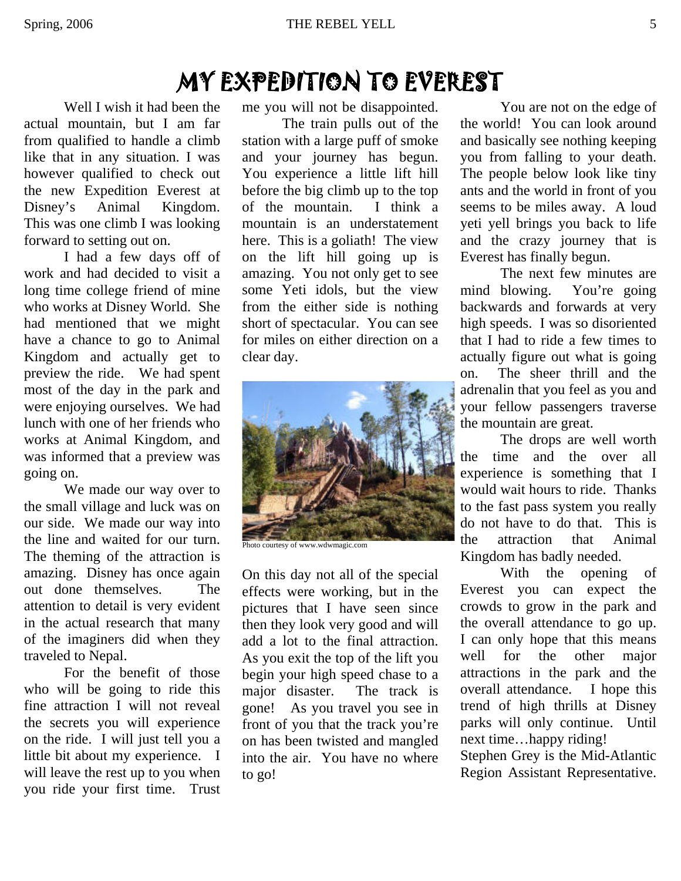# MY EXPEDITION TO EVEREST

Well I wish it had been the actual mountain, but I am far from qualified to handle a climb like that in any situation. I was however qualified to check out the new Expedition Everest at Disney's Animal Kingdom. This was one climb I was looking forward to setting out on.

I had a few days off of work and had decided to visit a long time college friend of mine who works at Disney World. She had mentioned that we might have a chance to go to Animal Kingdom and actually get to preview the ride. We had spent most of the day in the park and were enjoying ourselves. We had lunch with one of her friends who works at Animal Kingdom, and was informed that a preview was going on.

We made our way over to the small village and luck was on our side. We made our way into the line and waited for our turn. The theming of the attraction is amazing. Disney has once again out done themselves. The attention to detail is very evident in the actual research that many of the imaginers did when they traveled to Nepal.

For the benefit of those who will be going to ride this fine attraction I will not reveal the secrets you will experience on the ride. I will just tell you a little bit about my experience. I will leave the rest up to you when you ride your first time. Trust me you will not be disappointed.

The train pulls out of the station with a large puff of smoke and your journey has begun. You experience a little lift hill before the big climb up to the top of the mountain. I think a mountain is an understatement here. This is a goliath! The view on the lift hill going up is amazing. You not only get to see some Yeti idols, but the view from the either side is nothing short of spectacular. You can see for miles on either direction on a clear day.

Photo courtesy of www.wdwmagic.com

On this day not all of the special effects were working, but in the pictures that I have seen since then they look very good and will add a lot to the final attraction. As you exit the top of the lift you begin your high speed chase to a major disaster. The track is gone! As you travel you see in front of you that the track you're on has been twisted and mangled into the air. You have no where to go!

You are not on the edge of the world! You can look around and basically see nothing keeping you from falling to your death. The people below look like tiny ants and the world in front of you seems to be miles away. A loud yeti yell brings you back to life and the crazy journey that is Everest has finally begun.

The next few minutes are mind blowing. You're going backwards and forwards at very high speeds. I was so disoriented that I had to ride a few times to actually figure out what is going on. The sheer thrill and the adrenalin that you feel as you and your fellow passengers traverse the mountain are great.

The drops are well worth the time and the over all experience is something that I would wait hours to ride. Thanks to the fast pass system you really do not have to do that. This is the attraction that Animal Kingdom has badly needed.

With the opening of Everest you can expect the crowds to grow in the park and the overall attendance to go up. I can only hope that this means well for the other major attractions in the park and the overall attendance. I hope this trend of high thrills at Disney parks will only continue. Until next time…happy riding!

Stephen Grey is the Mid-Atlantic Region Assistant Representative.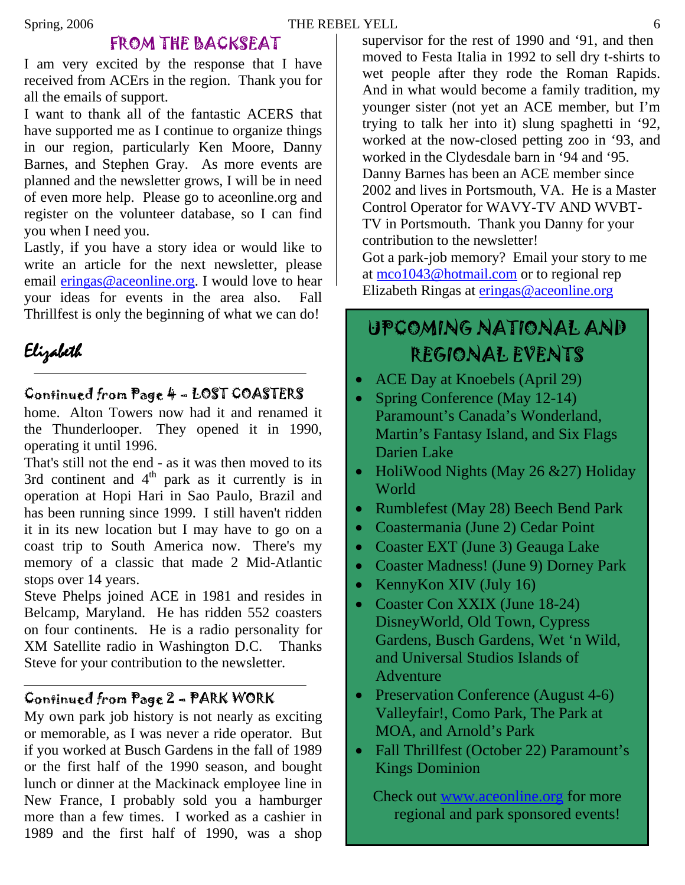## FROM THE BACKSEAT

I am very excited by the response that I have received from ACErs in the region. Thank you for all the emails of support.

I want to thank all of the fantastic ACERS that have supported me as I continue to organize things in our region, particularly Ken Moore, Danny Barnes, and Stephen Gray. As more events are planned and the newsletter grows, I will be in need of even more help. Please go to aceonline.org and register on the volunteer database, so I can find you when I need you.

Lastly, if you have a story idea or would like to write an article for the next newsletter, please email eringas@aceonline.org. I would love to hear your ideas for events in the area also. Fall Thrillfest is only the beginning of what we can do!

*Elizabeth*

---

### Continued from Page 4 – LOST COASTERS

home. Alton Towers now had it and renamed it the Thunderlooper. They opened it in 1990, operating it until 1996.

That's still not the end - as it was then moved to its 3rd continent and 4th park as it currently is in operation at Hopi Hari in Sao Paulo, Brazil and has been running since 1999. I still haven't ridden it in its new location but I may have to go on a coast trip to South America now. There's my memory of a classic that made 2 Mid-Atlantic stops over 14 years.

Steve Phelps joined ACE in 1981 and resides in Belcamp, Maryland. He has ridden 552 coasters on four continents. He is a radio personality for XM Satellite radio in Washington D.C. Thanks Steve for your contribution to the newsletter.

---

### Continued from Page 2 – PARK WORK

My own park job history is not nearly as exciting or memorable, as I was never a ride operator. But if you worked at Busch Gardens in the fall of 1989 or the first half of the 1990 season, and bought lunch or dinner at the Mackinack employee line in New France, I probably sold you a hamburger more than a few times. I worked as a cashier in 1989 and the first half of 1990, was a shop supervisor for the rest of 1990 and '91, and then moved to Festa Italia in 1992 to sell dry t-shirts to wet people after they rode the Roman Rapids. And in what would become a family tradition, my younger sister (not yet an ACE member, but I'm trying to talk her into it) slung spaghetti in '92, worked at the now-closed petting zoo in '93, and worked in the Clydesdale barn in '94 and '95.

Danny Barnes has been an ACE member since 2002 and lives in Portsmouth, VA. He is a Master Control Operator for WAVY-TV AND WVBT-TV in Portsmouth. Thank you Danny for your contribution to the newsletter!

Got a park-job memory? Email your story to me at mco1043@hotmail.com or to regional rep Elizabeth Ringas at eringas@aceonline.org

## UPCOMING NATIONAL AND REGIONAL EVENTS

- ACE Day at Knoebels (April 29)
- Spring Conference (May 12-14) Paramount's Canada's Wonderland, Martin's Fantasy Island, and Six Flags Darien Lake
- HoliWood Nights (May 26 &27) Holiday World
- Rumblefest (May 28) Beech Bend Park
- Coastermania (June 2) Cedar Point
- Coaster EXT (June 3) Geauga Lake
- Coaster Madness! (June 9) Dorney Park
- KennyKon XIV (July 16)
- Coaster Con XXIX (June 18-24) DisneyWorld, Old Town, Cypress Gardens, Busch Gardens, Wet 'n Wild, and Universal Studios Islands of Adventure
- Preservation Conference (August 4-6) Valleyfair!, Como Park, The Park at MOA, and Arnold's Park
- Fall Thrillfest (October 22) Paramount's Kings Dominion

Check out www.aceonline.org for more regional and park sponsored events!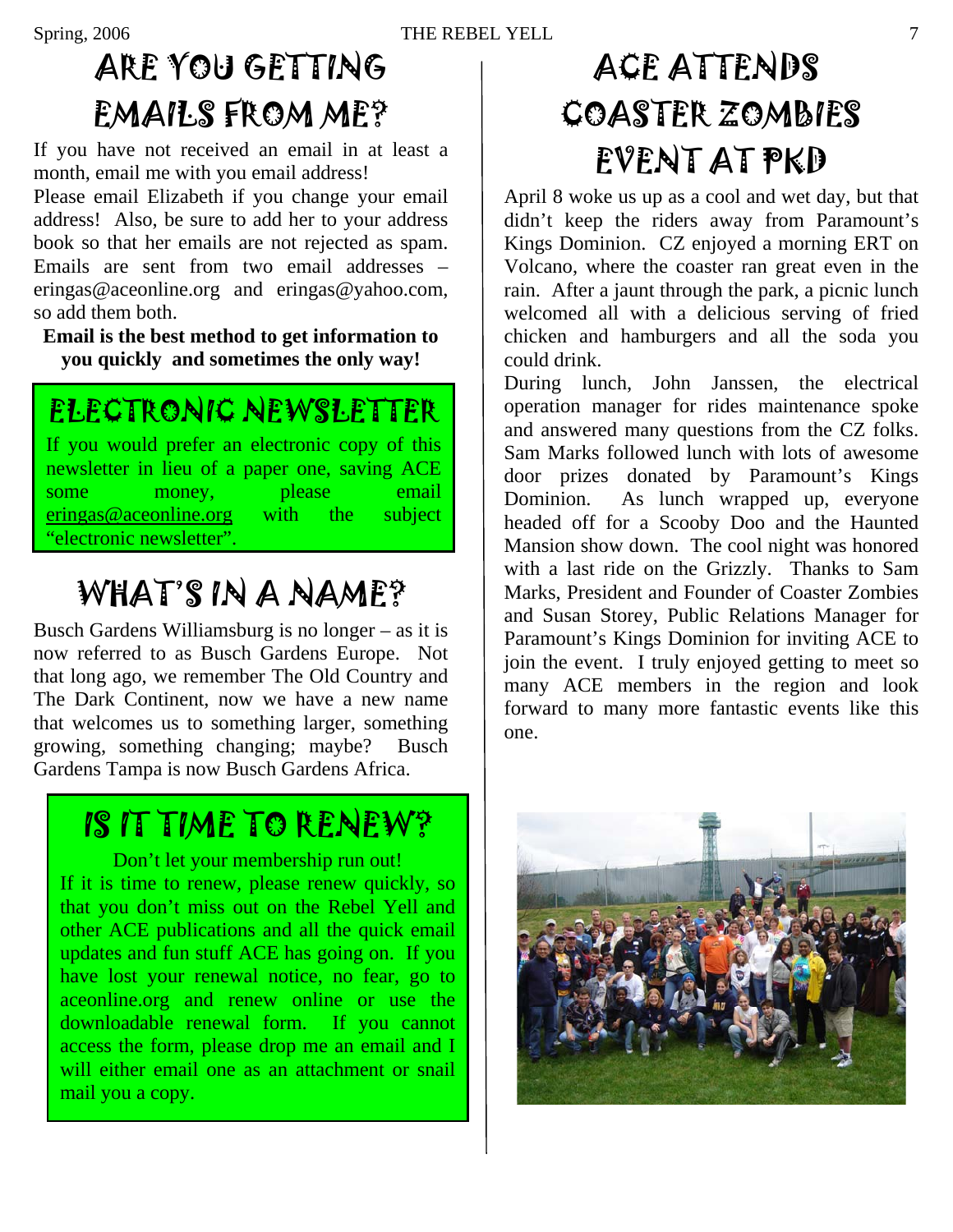## ARE YOU GETTING EMAILS FROM ME?

If you have not received an email in at least a month, email me with you email address!

Please email Elizabeth if you change your email address! Also, be sure to add her to your address book so that her emails are not rejected as spam. Emails are sent from two email addresses – eringas@aceonline.org and eringas@yahoo.com, so add them both.

**Email is the best method to get information to you quickly and sometimes the only way!**

## ELECTRONIC NEWSLETTER

If you would prefer an electronic copy of this newsletter in lieu of a paper one, saving ACE some money, please email eringas@aceonline.org with the subject "electronic newsletter".

## WHAT'S IN A NAME?

Busch Gardens Williamsburg is no longer – as it is now referred to as Busch Gardens Europe. Not that long ago, we remember The Old Country and The Dark Continent, now we have a new name that welcomes us to something larger, something growing, something changing; maybe? Busch Gardens Tampa is now Busch Gardens Africa.

## IS IT TIME TO RENEW?

Don't let your membership run out!

If it is time to renew, please renew quickly, so that you don't miss out on the Rebel Yell and other ACE publications and all the quick email updates and fun stuff ACE has going on. If you have lost your renewal notice, no fear, go to aceonline.org and renew online or use the downloadable renewal form. If you cannot access the form, please drop me an email and I will either email one as an attachment or snail mail you a copy.

## ACE ATTENDS COASTER ZOMBIES EVENT AT PKD

April 8 woke us up as a cool and wet day, but that didn't keep the riders away from Paramount's Kings Dominion. CZ enjoyed a morning ERT on Volcano, where the coaster ran great even in the rain. After a jaunt through the park, a picnic lunch welcomed all with a delicious serving of fried chicken and hamburgers and all the soda you could drink.

During lunch, John Janssen, the electrical operation manager for rides maintenance spoke and answered many questions from the CZ folks. Sam Marks followed lunch with lots of awesome door prizes donated by Paramount's Kings Dominion. As lunch wrapped up, everyone headed off for a Scooby Doo and the Haunted Mansion show down. The cool night was honored with a last ride on the Grizzly. Thanks to Sam Marks, President and Founder of Coaster Zombies and Susan Storey, Public Relations Manager for Paramount's Kings Dominion for inviting ACE to join the event. I truly enjoyed getting to meet so many ACE members in the region and look forward to many more fantastic events like this one.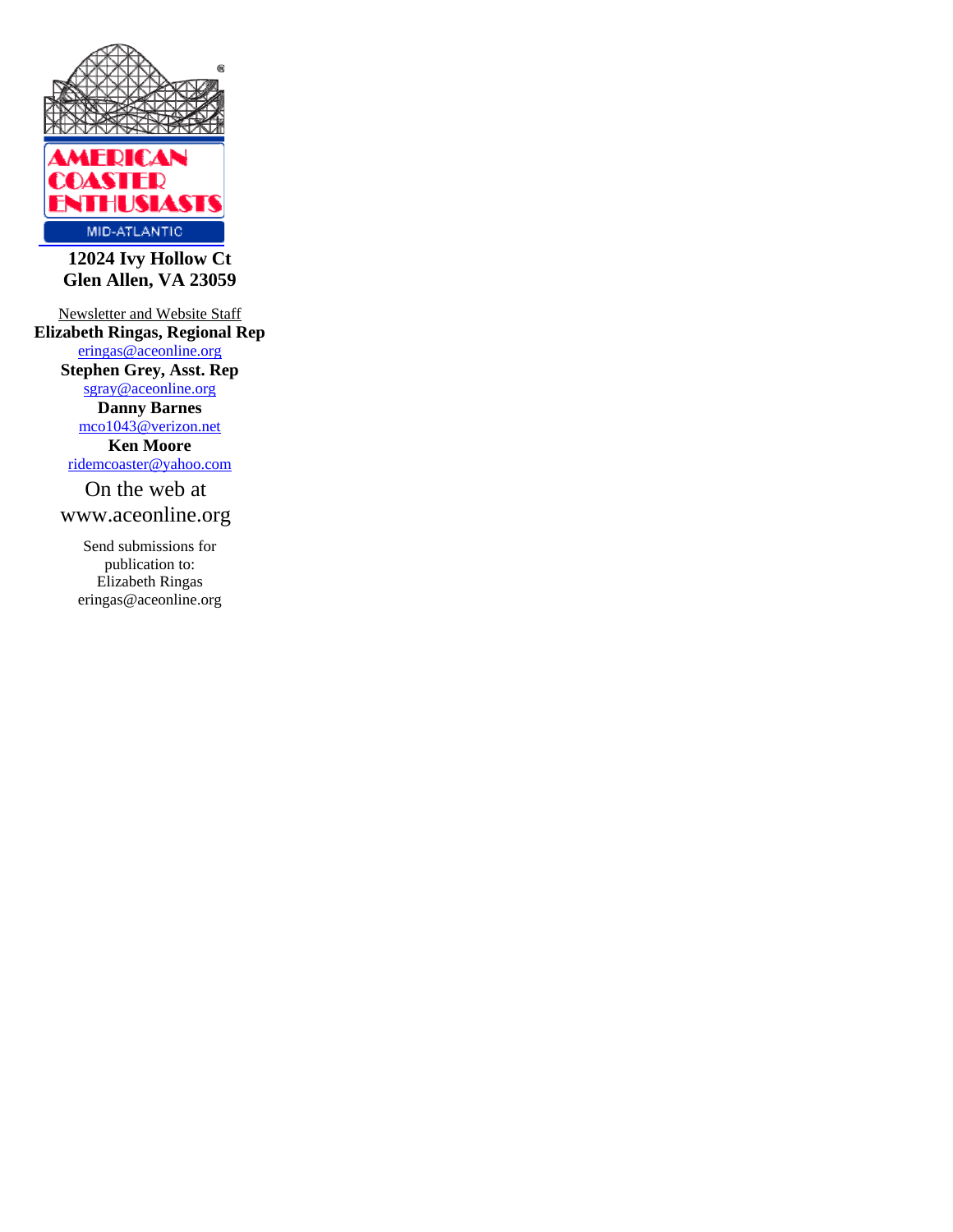AMERICAN COASTER ENTHUSIASTS

MID-ATLANTIC

**12024 Ivy Hollow Ct**
**Glen Allen, VA 23059**

Newsletter and Website Staff

**Elizabeth Ringas, Regional Rep**
eringas@aceonline.org

**Stephen Grey, Asst. Rep**
sgray@aceonline.org

**Danny Barnes**
mco1043@verizon.net

**Ken Moore**
ridemcoaster@yahoo.com

On the web at
www.aceonline.org

Send submissions for publication to:
Elizabeth Ringas
eringas@aceonline.org